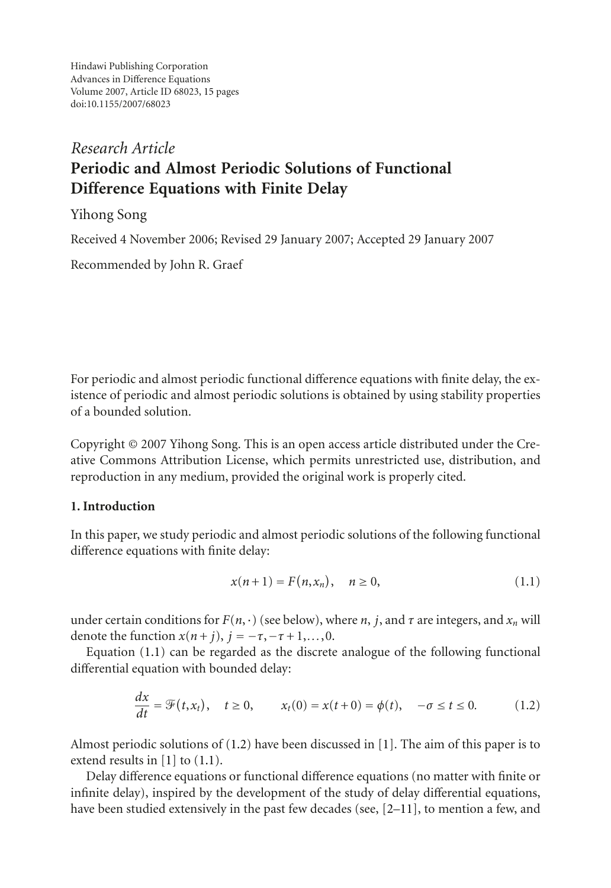Hindawi Publishing Corporation
Advances in Difference Equations
Volume 2007, Article ID 68023, 15 pages
doi:10.1155/2007/68023

*Research Article*

# Periodic and Almost Periodic Solutions of Functional Difference Equations with Finite Delay

Yihong Song

Received 4 November 2006; Revised 29 January 2007; Accepted 29 January 2007

Recommended by John R. Graef

For periodic and almost periodic functional difference equations with finite delay, the existence of periodic and almost periodic solutions is obtained by using stability properties of a bounded solution.

Copyright © 2007 Yihong Song. This is an open access article distributed under the Creative Commons Attribution License, which permits unrestricted use, distribution, and reproduction in any medium, provided the original work is properly cited.

## 1. Introduction

In this paper, we study periodic and almost periodic solutions of the following functional difference equations with finite delay:

$$x(n+1) = F(n, x_n), \quad n \geq 0, \tag{1.1}$$

under certain conditions for $F(n,\cdot)$ (see below), where $n$, $j$, and $\tau$ are integers, and $x_n$ will denote the function $x(n+j)$, $j = -\tau, -\tau+1, \ldots, 0$.

Equation (1.1) can be regarded as the discrete analogue of the following functional differential equation with bounded delay:

$$\frac{dx}{dt} = \mathcal{F}(t, x_t), \quad t \geq 0, \qquad x_t(0) = x(t+0) = \phi(t), \quad -\sigma \leq t \leq 0. \tag{1.2}$$

Almost periodic solutions of (1.2) have been discussed in [1]. The aim of this paper is to extend results in [1] to (1.1).

Delay difference equations or functional difference equations (no matter with finite or infinite delay), inspired by the development of the study of delay differential equations, have been studied extensively in the past few decades (see, [2–11], to mention a few, and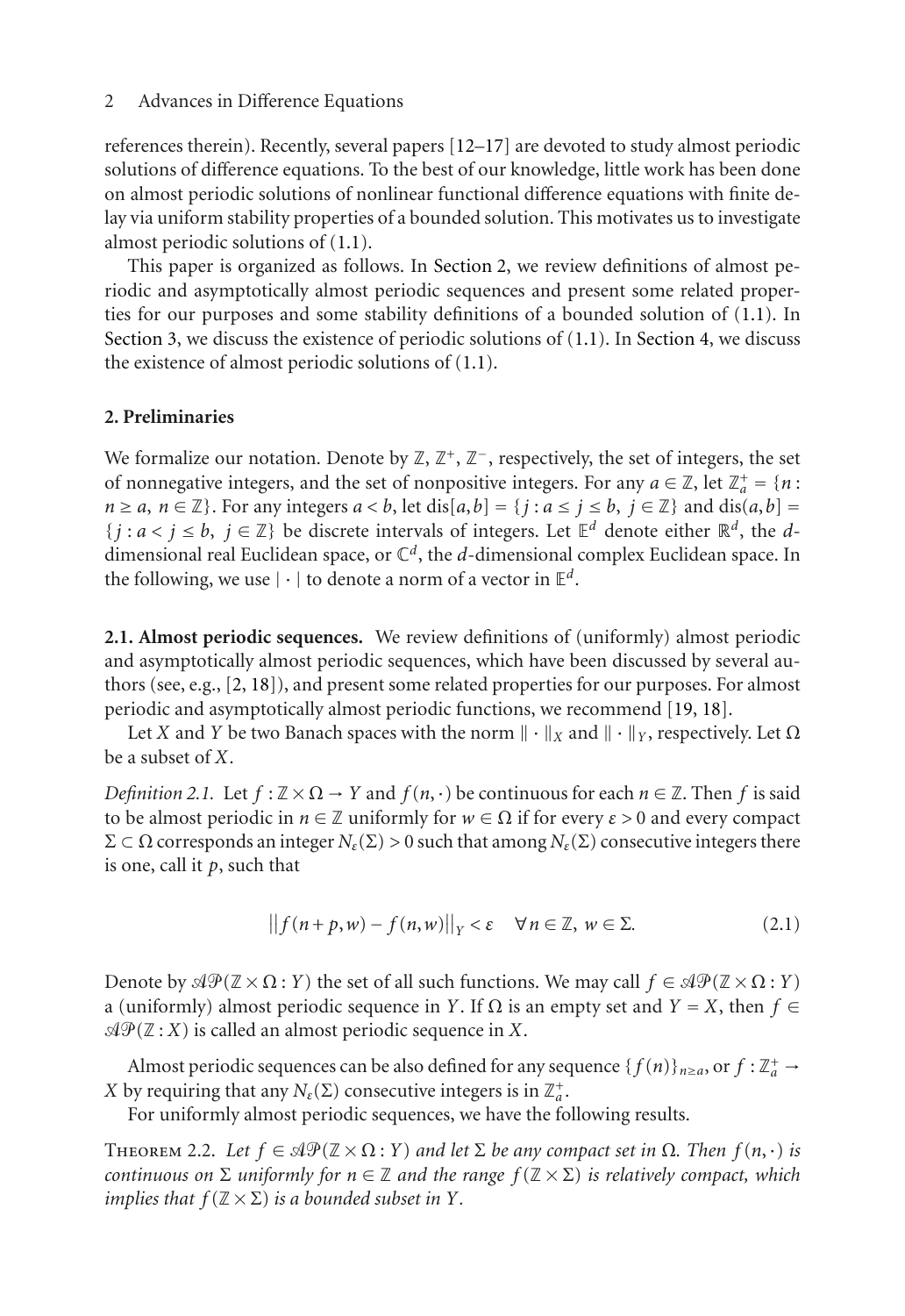references therein). Recently, several papers [12–17] are devoted to study almost periodic solutions of difference equations. To the best of our knowledge, little work has been done on almost periodic solutions of nonlinear functional difference equations with finite delay via uniform stability properties of a bounded solution. This motivates us to investigate almost periodic solutions of (1.1).

This paper is organized as follows. In Section 2, we review definitions of almost periodic and asymptotically almost periodic sequences and present some related properties for our purposes and some stability definitions of a bounded solution of (1.1). In Section 3, we discuss the existence of periodic solutions of (1.1). In Section 4, we discuss the existence of almost periodic solutions of (1.1).

## 2. Preliminaries

We formalize our notation. Denote by $\mathbb{Z}$, $\mathbb{Z}^+$, $\mathbb{Z}^-$, respectively, the set of integers, the set of nonnegative integers, and the set of nonpositive integers. For any $a \in \mathbb{Z}$, let $\mathbb{Z}_a^+ = \{n : n \geq a,\ n \in \mathbb{Z}\}$. For any integers $a < b$, let $\operatorname{dis}[a,b] = \{j : a \leq j \leq b,\ j \in \mathbb{Z}\}$ and $\operatorname{dis}(a,b] = \{j : a < j \leq b,\ j \in \mathbb{Z}\}$ be discrete intervals of integers. Let $\mathbb{E}^d$ denote either $\mathbb{R}^d$, the $d$-dimensional real Euclidean space, or $\mathbb{C}^d$, the $d$-dimensional complex Euclidean space. In the following, we use $|\cdot|$ to denote a norm of a vector in $\mathbb{E}^d$.

**2.1. Almost periodic sequences.** We review definitions of (uniformly) almost periodic and asymptotically almost periodic sequences, which have been discussed by several authors (see, e.g., [2, 18]), and present some related properties for our purposes. For almost periodic and asymptotically almost periodic functions, we recommend [19, 18].

Let $X$ and $Y$ be two Banach spaces with the norm $\|\cdot\|_X$ and $\|\cdot\|_Y$, respectively. Let $\Omega$ be a subset of $X$.

*Definition 2.1.* Let $f : \mathbb{Z} \times \Omega \to Y$ and $f(n,\cdot)$ be continuous for each $n \in \mathbb{Z}$. Then $f$ is said to be almost periodic in $n \in \mathbb{Z}$ uniformly for $w \in \Omega$ if for every $\varepsilon > 0$ and every compact $\Sigma \subset \Omega$ corresponds an integer $N_\varepsilon(\Sigma) > 0$ such that among $N_\varepsilon(\Sigma)$ consecutive integers there is one, call it $p$, such that

$$\left\| f(n+p,w) - f(n,w) \right\|_Y < \varepsilon \quad \forall n \in \mathbb{Z},\ w \in \Sigma. \tag{2.1}$$

Denote by $\mathcal{AP}(\mathbb{Z} \times \Omega : Y)$ the set of all such functions. We may call $f \in \mathcal{AP}(\mathbb{Z} \times \Omega : Y)$ a (uniformly) almost periodic sequence in $Y$. If $\Omega$ is an empty set and $Y = X$, then $f \in \mathcal{AP}(\mathbb{Z} : X)$ is called an almost periodic sequence in $X$.

Almost periodic sequences can be also defined for any sequence $\{f(n)\}_{n \geq a}$, or $f : \mathbb{Z}_a^+ \to X$ by requiring that any $N_\varepsilon(\Sigma)$ consecutive integers is in $\mathbb{Z}_a^+$.

For uniformly almost periodic sequences, we have the following results.

Theorem 2.2. *Let $f \in \mathcal{AP}(\mathbb{Z} \times \Omega : Y)$ and let $\Sigma$ be any compact set in $\Omega$. Then $f(n,\cdot)$ is continuous on $\Sigma$ uniformly for $n \in \mathbb{Z}$ and the range $f(\mathbb{Z} \times \Sigma)$ is relatively compact, which implies that $f(\mathbb{Z} \times \Sigma)$ is a bounded subset in $Y$.*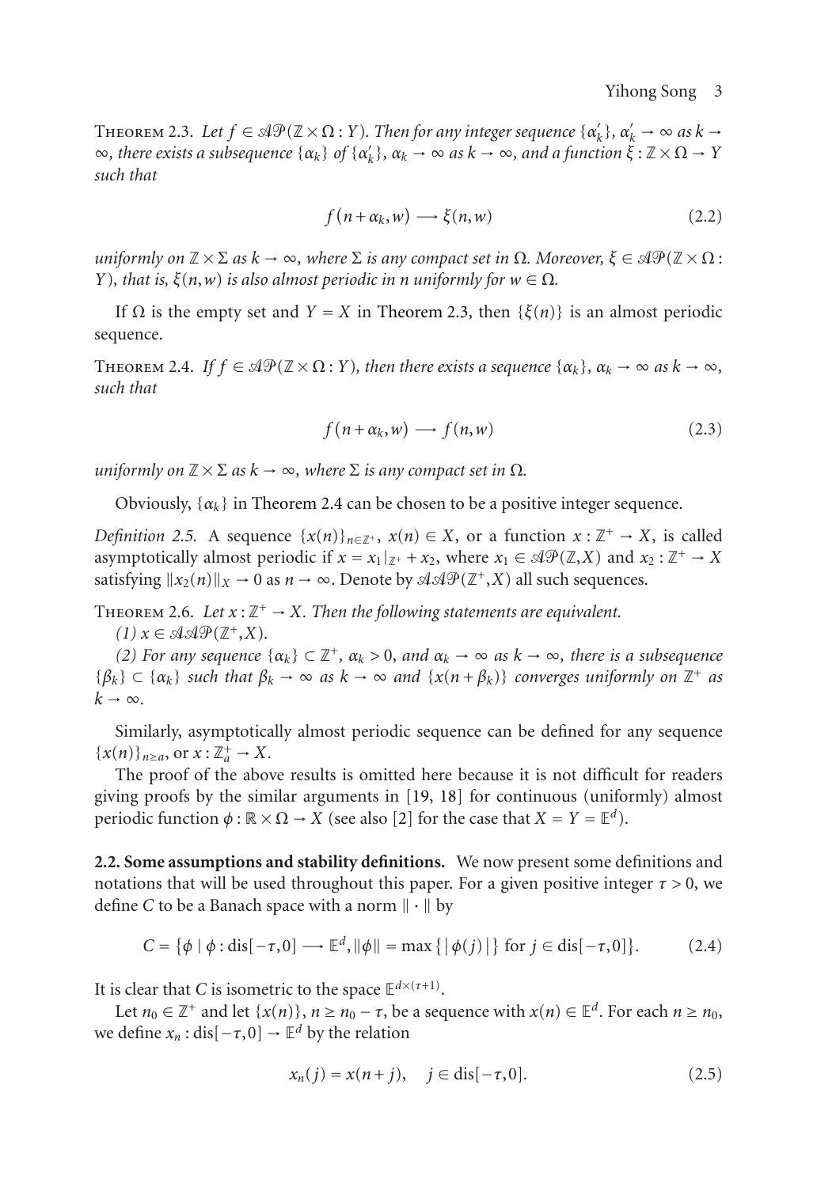Theorem 2.3. *Let $f \in \mathscr{AP}(\mathbb{Z} \times \Omega : Y)$. Then for any integer sequence $\{\alpha'_k\}$, $\alpha'_k \to \infty$ as $k \to \infty$, there exists a subsequence $\{\alpha_k\}$ of $\{\alpha'_k\}$, $\alpha_k \to \infty$ as $k \to \infty$, and a function $\xi : \mathbb{Z} \times \Omega \to Y$ such that*

$$f(n+\alpha_k, w) \longrightarrow \xi(n,w) \tag{2.2}$$

*uniformly on $\mathbb{Z} \times \Sigma$ as $k \to \infty$, where $\Sigma$ is any compact set in $\Omega$. Moreover, $\xi \in \mathscr{AP}(\mathbb{Z} \times \Omega : Y)$, that is, $\xi(n,w)$ is also almost periodic in $n$ uniformly for $w \in \Omega$.*

If $\Omega$ is the empty set and $Y = X$ in Theorem 2.3, then $\{\xi(n)\}$ is an almost periodic sequence.

Theorem 2.4. *If $f \in \mathscr{AP}(\mathbb{Z} \times \Omega : Y)$, then there exists a sequence $\{\alpha_k\}$, $\alpha_k \to \infty$ as $k \to \infty$, such that*

$$f(n+\alpha_k, w) \longrightarrow f(n,w) \tag{2.3}$$

*uniformly on $\mathbb{Z} \times \Sigma$ as $k \to \infty$, where $\Sigma$ is any compact set in $\Omega$.*

Obviously, $\{\alpha_k\}$ in Theorem 2.4 can be chosen to be a positive integer sequence.

*Definition 2.5.* A sequence $\{x(n)\}_{n\in\mathbb{Z}^+}$, $x(n) \in X$, or a function $x : \mathbb{Z}^+ \to X$, is called asymptotically almost periodic if $x = x_1|_{\mathbb{Z}^+} + x_2$, where $x_1 \in \mathscr{AP}(\mathbb{Z}, X)$ and $x_2 : \mathbb{Z}^+ \to X$ satisfying $\|x_2(n)\|_X \to 0$ as $n \to \infty$. Denote by $\mathscr{AAP}(\mathbb{Z}^+, X)$ all such sequences.

Theorem 2.6. *Let $x : \mathbb{Z}^+ \to X$. Then the following statements are equivalent.*

*(1) $x \in \mathscr{AAP}(\mathbb{Z}^+, X)$.*

*(2) For any sequence $\{\alpha_k\} \subset \mathbb{Z}^+$, $\alpha_k > 0$, and $\alpha_k \to \infty$ as $k \to \infty$, there is a subsequence $\{\beta_k\} \subset \{\alpha_k\}$ such that $\beta_k \to \infty$ as $k \to \infty$ and $\{x(n+\beta_k)\}$ converges uniformly on $\mathbb{Z}^+$ as $k \to \infty$.*

Similarly, asymptotically almost periodic sequence can be defined for any sequence $\{x(n)\}_{n\geq a}$, or $x : \mathbb{Z}_a^+ \to X$.

The proof of the above results is omitted here because it is not difficult for readers giving proofs by the similar arguments in [19, 18] for continuous (uniformly) almost periodic function $\phi : \mathbb{R} \times \Omega \to X$ (see also [2] for the case that $X = Y = \mathbb{E}^d$).

**2.2. Some assumptions and stability definitions.** We now present some definitions and notations that will be used throughout this paper. For a given positive integer $\tau > 0$, we define $C$ to be a Banach space with a norm $\|\cdot\|$ by

$$C = \{\phi \mid \phi : \text{dis}[-\tau, 0] \longrightarrow \mathbb{E}^d, \|\phi\| = \max\{|\phi(j)|\} \text{ for } j \in \text{dis}[-\tau, 0]\}. \tag{2.4}$$

It is clear that $C$ is isometric to the space $\mathbb{E}^{d\times(\tau+1)}$.

Let $n_0 \in \mathbb{Z}^+$ and let $\{x(n)\}$, $n \geq n_0 - \tau$, be a sequence with $x(n) \in \mathbb{E}^d$. For each $n \geq n_0$, we define $x_n : \text{dis}[-\tau, 0] \to \mathbb{E}^d$ by the relation

$$x_n(j) = x(n+j), \quad j \in \text{dis}[-\tau, 0]. \tag{2.5}$$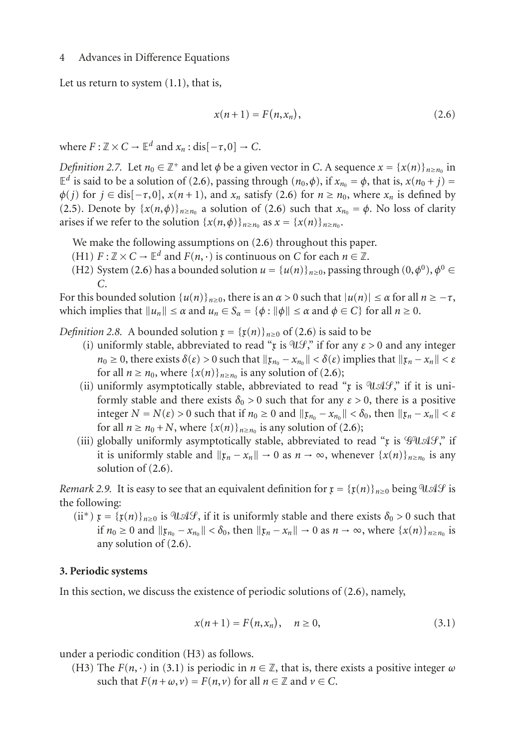Let us return to system (1.1), that is,

$$x(n+1) = F(n, x_n), \tag{2.6}$$

where $F : \mathbb{Z} \times C \to \mathbb{E}^d$ and $x_n : \text{dis}[-\tau, 0] \to C$.

*Definition 2.7.* Let $n_0 \in \mathbb{Z}^+$ and let $\phi$ be a given vector in $C$. A sequence $x = \{x(n)\}_{n \geq n_0}$ in $\mathbb{E}^d$ is said to be a solution of (2.6), passing through $(n_0, \phi)$, if $x_{n_0} = \phi$, that is, $x(n_0 + j) = \phi(j)$ for $j \in \text{dis}[-\tau, 0]$, $x(n+1)$, and $x_n$ satisfy (2.6) for $n \geq n_0$, where $x_n$ is defined by (2.5). Denote by $\{x(n,\phi)\}_{n \geq n_0}$ a solution of (2.6) such that $x_{n_0} = \phi$. No loss of clarity arises if we refer to the solution $\{x(n,\phi)\}_{n \geq n_0}$ as $x = \{x(n)\}_{n \geq n_0}$.

We make the following assumptions on (2.6) throughout this paper.

(H1) $F : \mathbb{Z} \times C \to \mathbb{E}^d$ and $F(n, \cdot)$ is continuous on $C$ for each $n \in \mathbb{Z}$.

(H2) System (2.6) has a bounded solution $u = \{u(n)\}_{n \geq 0}$, passing through $(0, \phi^0)$, $\phi^0 \in C$.

For this bounded solution $\{u(n)\}_{n \geq 0}$, there is an $\alpha > 0$ such that $|u(n)| \leq \alpha$ for all $n \geq -\tau$, which implies that $\|u_n\| \leq \alpha$ and $u_n \in S_\alpha = \{\phi : \|\phi\| \leq \alpha \text{ and } \phi \in C\}$ for all $n \geq 0$.

*Definition 2.8.* A bounded solution $\mathfrak{x} = \{\mathfrak{x}(n)\}_{n \geq 0}$ of (2.6) is said to be

(i) uniformly stable, abbreviated to read "$\mathfrak{x}$ is $\mathcal{US}$," if for any $\varepsilon > 0$ and any integer $n_0 \geq 0$, there exists $\delta(\varepsilon) > 0$ such that $\|\mathfrak{x}_{n_0} - x_{n_0}\| < \delta(\varepsilon)$ implies that $\|\mathfrak{x}_n - x_n\| < \varepsilon$ for all $n \geq n_0$, where $\{x(n)\}_{n \geq n_0}$ is any solution of (2.6);

(ii) uniformly asymptotically stable, abbreviated to read "$\mathfrak{x}$ is $\mathcal{UAS}$," if it is uniformly stable and there exists $\delta_0 > 0$ such that for any $\varepsilon > 0$, there is a positive integer $N = N(\varepsilon) > 0$ such that if $n_0 \geq 0$ and $\|\mathfrak{x}_{n_0} - x_{n_0}\| < \delta_0$, then $\|\mathfrak{x}_n - x_n\| < \varepsilon$ for all $n \geq n_0 + N$, where $\{x(n)\}_{n \geq n_0}$ is any solution of (2.6);

(iii) globally uniformly asymptotically stable, abbreviated to read "$\mathfrak{x}$ is $\mathcal{GUAS}$," if it is uniformly stable and $\|\mathfrak{x}_n - x_n\| \to 0$ as $n \to \infty$, whenever $\{x(n)\}_{n \geq n_0}$ is any solution of (2.6).

*Remark 2.9.* It is easy to see that an equivalent definition for $\mathfrak{x} = \{\mathfrak{x}(n)\}_{n \geq 0}$ being $\mathcal{UAS}$ is the following:

(ii*) $\mathfrak{x} = \{\mathfrak{x}(n)\}_{n \geq 0}$ is $\mathcal{UAS}$, if it is uniformly stable and there exists $\delta_0 > 0$ such that if $n_0 \geq 0$ and $\|\mathfrak{x}_{n_0} - x_{n_0}\| < \delta_0$, then $\|\mathfrak{x}_n - x_n\| \to 0$ as $n \to \infty$, where $\{x(n)\}_{n \geq n_0}$ is any solution of (2.6).

## 3. Periodic systems

In this section, we discuss the existence of periodic solutions of (2.6), namely,

$$x(n+1) = F(n, x_n), \quad n \geq 0, \tag{3.1}$$

under a periodic condition (H3) as follows.

(H3) The $F(n, \cdot)$ in (3.1) is periodic in $n \in \mathbb{Z}$, that is, there exists a positive integer $\omega$ such that $F(n + \omega, v) = F(n, v)$ for all $n \in \mathbb{Z}$ and $v \in C$.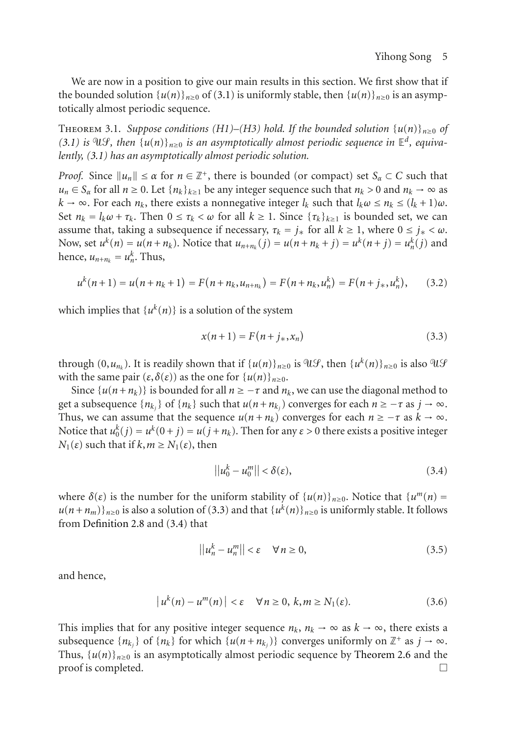We are now in a position to give our main results in this section. We first show that if the bounded solution $\{u(n)\}_{n\geq 0}$ of (3.1) is uniformly stable, then $\{u(n)\}_{n\geq 0}$ is an asymptotically almost periodic sequence.

Theorem 3.1. *Suppose conditions (H1)–(H3) hold. If the bounded solution $\{u(n)\}_{n\geq 0}$ of (3.1) is $\mathcal{US}$, then $\{u(n)\}_{n\geq 0}$ is an asymptotically almost periodic sequence in $\mathbb{E}^d$, equivalently, (3.1) has an asymptotically almost periodic solution.*

*Proof.* Since $\|u_n\| \leq \alpha$ for $n \in \mathbb{Z}^+$, there is bounded (or compact) set $S_\alpha \subset C$ such that $u_n \in S_\alpha$ for all $n \geq 0$. Let $\{n_k\}_{k\geq 1}$ be any integer sequence such that $n_k > 0$ and $n_k \to \infty$ as $k \to \infty$. For each $n_k$, there exists a nonnegative integer $l_k$ such that $l_k\omega \leq n_k \leq (l_k+1)\omega$. Set $n_k = l_k\omega + \tau_k$. Then $0 \leq \tau_k < \omega$ for all $k \geq 1$. Since $\{\tau_k\}_{k\geq 1}$ is bounded set, we can assume that, taking a subsequence if necessary, $\tau_k = j_*$ for all $k \geq 1$, where $0 \leq j_* < \omega$. Now, set $u^k(n) = u(n+n_k)$. Notice that $u_{n+n_k}(j) = u(n+n_k+j) = u^k(n+j) = u_n^k(j)$ and hence, $u_{n+n_k} = u_n^k$. Thus,

$$u^k(n+1) = u(n+n_k+1) = F(n+n_k, u_{n+n_k}) = F(n+n_k, u_n^k) = F(n+j_*, u_n^k), \tag{3.2}$$

which implies that $\{u^k(n)\}$ is a solution of the system

$$x(n+1) = F(n+j_*, x_n) \tag{3.3}$$

through $(0, u_{n_k})$. It is readily shown that if $\{u(n)\}_{n\geq 0}$ is $\mathcal{US}$, then $\{u^k(n)\}_{n\geq 0}$ is also $\mathcal{US}$ with the same pair $(\varepsilon, \delta(\varepsilon))$ as the one for $\{u(n)\}_{n\geq 0}$.

Since $\{u(n+n_k)\}$ is bounded for all $n \geq -\tau$ and $n_k$, we can use the diagonal method to get a subsequence $\{n_{k_j}\}$ of $\{n_k\}$ such that $u(n+n_{k_j})$ converges for each $n \geq -\tau$ as $j \to \infty$. Thus, we can assume that the sequence $u(n+n_k)$ converges for each $n \geq -\tau$ as $k \to \infty$. Notice that $u_0^k(j) = u^k(0+j) = u(j+n_k)$. Then for any $\varepsilon > 0$ there exists a positive integer $N_1(\varepsilon)$ such that if $k, m \geq N_1(\varepsilon)$, then

$$||u_0^k - u_0^m|| < \delta(\varepsilon), \tag{3.4}$$

where $\delta(\varepsilon)$ is the number for the uniform stability of $\{u(n)\}_{n\geq 0}$. Notice that $\{u^m(n) = u(n+n_m)\}_{n\geq 0}$ is also a solution of (3.3) and that $\{u^k(n)\}_{n\geq 0}$ is uniformly stable. It follows from Definition 2.8 and (3.4) that

$$||u_n^k - u_n^m|| < \varepsilon \quad \forall n \geq 0, \tag{3.5}$$

and hence,

$$|u^k(n) - u^m(n)| < \varepsilon \quad \forall n \geq 0,\ k, m \geq N_1(\varepsilon). \tag{3.6}$$

This implies that for any positive integer sequence $n_k$, $n_k \to \infty$ as $k \to \infty$, there exists a subsequence $\{n_{k_j}\}$ of $\{n_k\}$ for which $\{u(n+n_{k_j})\}$ converges uniformly on $\mathbb{Z}^+$ as $j \to \infty$. Thus, $\{u(n)\}_{n\geq 0}$ is an asymptotically almost periodic sequence by Theorem 2.6 and the proof is completed. $\square$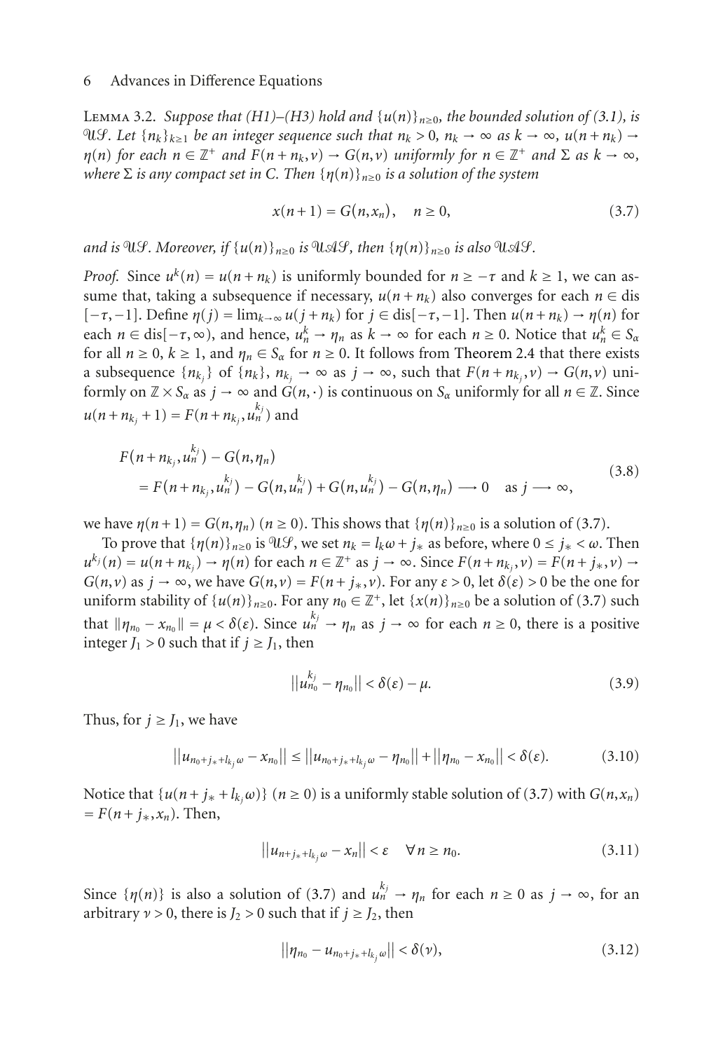LEMMA 3.2. *Suppose that (H1)–(H3) hold and $\{u(n)\}_{n\geq 0}$, the bounded solution of (3.1), is $\mathcal{US}$. Let $\{n_k\}_{k\geq 1}$ be an integer sequence such that $n_k > 0$, $n_k \to \infty$ as $k \to \infty$, $u(n+n_k) \to \eta(n)$ for each $n \in \mathbb{Z}^+$ and $F(n+n_k, \nu) \to G(n,\nu)$ uniformly for $n \in \mathbb{Z}^+$ and $\Sigma$ as $k \to \infty$, where $\Sigma$ is any compact set in C. Then $\{\eta(n)\}_{n\geq 0}$ is a solution of the system*

$$x(n+1) = G(n, x_n), \quad n \geq 0, \tag{3.7}$$

*and is $\mathcal{US}$. Moreover, if $\{u(n)\}_{n\geq 0}$ is $\mathcal{UAS}$, then $\{\eta(n)\}_{n\geq 0}$ is also $\mathcal{UAS}$.*

*Proof.* Since $u^k(n) = u(n+n_k)$ is uniformly bounded for $n \geq -\tau$ and $k \geq 1$, we can assume that, taking a subsequence if necessary, $u(n+n_k)$ also converges for each $n \in \operatorname{dis}[-\tau,-1]$. Define $\eta(j) = \lim_{k\to\infty} u(j+n_k)$ for $j \in \operatorname{dis}[-\tau,-1]$. Then $u(n+n_k) \to \eta(n)$ for each $n \in \operatorname{dis}[-\tau,\infty)$, and hence, $u_n^k \to \eta_n$ as $k \to \infty$ for each $n \geq 0$. Notice that $u_n^k \in S_\alpha$ for all $n \geq 0$, $k \geq 1$, and $\eta_n \in S_\alpha$ for $n \geq 0$. It follows from Theorem 2.4 that there exists a subsequence $\{n_{k_j}\}$ of $\{n_k\}$, $n_{k_j} \to \infty$ as $j \to \infty$, such that $F(n+n_{k_j},\nu) \to G(n,\nu)$ uniformly on $\mathbb{Z} \times S_\alpha$ as $j \to \infty$ and $G(n,\cdot)$ is continuous on $S_\alpha$ uniformly for all $n \in \mathbb{Z}$. Since $u(n+n_{k_j}+1) = F(n+n_{k_j}, u_n^{k_j})$ and

$$\begin{aligned}
&F(n+n_{k_j}, u_n^{k_j}) - G(n,\eta_n) \\
&\quad = F(n+n_{k_j}, u_n^{k_j}) - G(n, u_n^{k_j}) + G(n, u_n^{k_j}) - G(n,\eta_n) \longrightarrow 0 \quad \text{as } j \longrightarrow \infty,
\end{aligned} \tag{3.8}$$

we have $\eta(n+1) = G(n,\eta_n)$ $(n \geq 0)$. This shows that $\{\eta(n)\}_{n\geq 0}$ is a solution of (3.7).

To prove that $\{\eta(n)\}_{n\geq 0}$ is $\mathcal{US}$, we set $n_k = l_k\omega + j_*$ as before, where $0 \leq j_* < \omega$. Then $u^{k_j}(n) = u(n+n_{k_j}) \to \eta(n)$ for each $n \in \mathbb{Z}^+$ as $j \to \infty$. Since $F(n+n_{k_j},\nu) = F(n+j_*,\nu) \to G(n,\nu)$ as $j \to \infty$, we have $G(n,\nu) = F(n+j_*,\nu)$. For any $\varepsilon > 0$, let $\delta(\varepsilon) > 0$ be the one for uniform stability of $\{u(n)\}_{n\geq 0}$. For any $n_0 \in \mathbb{Z}^+$, let $\{x(n)\}_{n\geq 0}$ be a solution of (3.7) such that $\|\eta_{n_0} - x_{n_0}\| = \mu < \delta(\varepsilon)$. Since $u_n^{k_j} \to \eta_n$ as $j \to \infty$ for each $n \geq 0$, there is a positive integer $J_1 > 0$ such that if $j \geq J_1$, then

$$\left|\left|u_{n_0}^{k_j} - \eta_{n_0}\right|\right| < \delta(\varepsilon) - \mu. \tag{3.9}$$

Thus, for $j \geq J_1$, we have

$$\left|\left|u_{n_0+j_*+l_{k_j}\omega} - x_{n_0}\right|\right| \leq \left|\left|u_{n_0+j_*+l_{k_j}\omega} - \eta_{n_0}\right|\right| + \left|\left|\eta_{n_0} - x_{n_0}\right|\right| < \delta(\varepsilon). \tag{3.10}$$

Notice that $\{u(n+j_*+l_{k_j}\omega)\}$ $(n \geq 0)$ is a uniformly stable solution of (3.7) with $G(n,x_n) = F(n+j_*,x_n)$. Then,

$$\left|\left|u_{n+j_*+l_{k_j}\omega} - x_n\right|\right| < \varepsilon \quad \forall n \geq n_0. \tag{3.11}$$

Since $\{\eta(n)\}$ is also a solution of (3.7) and $u_n^{k_j} \to \eta_n$ for each $n \geq 0$ as $j \to \infty$, for an arbitrary $\nu > 0$, there is $J_2 > 0$ such that if $j \geq J_2$, then

$$\left|\left|\eta_{n_0} - u_{n_0+j_*+l_{k_j}\omega}\right|\right| < \delta(\nu), \tag{3.12}$$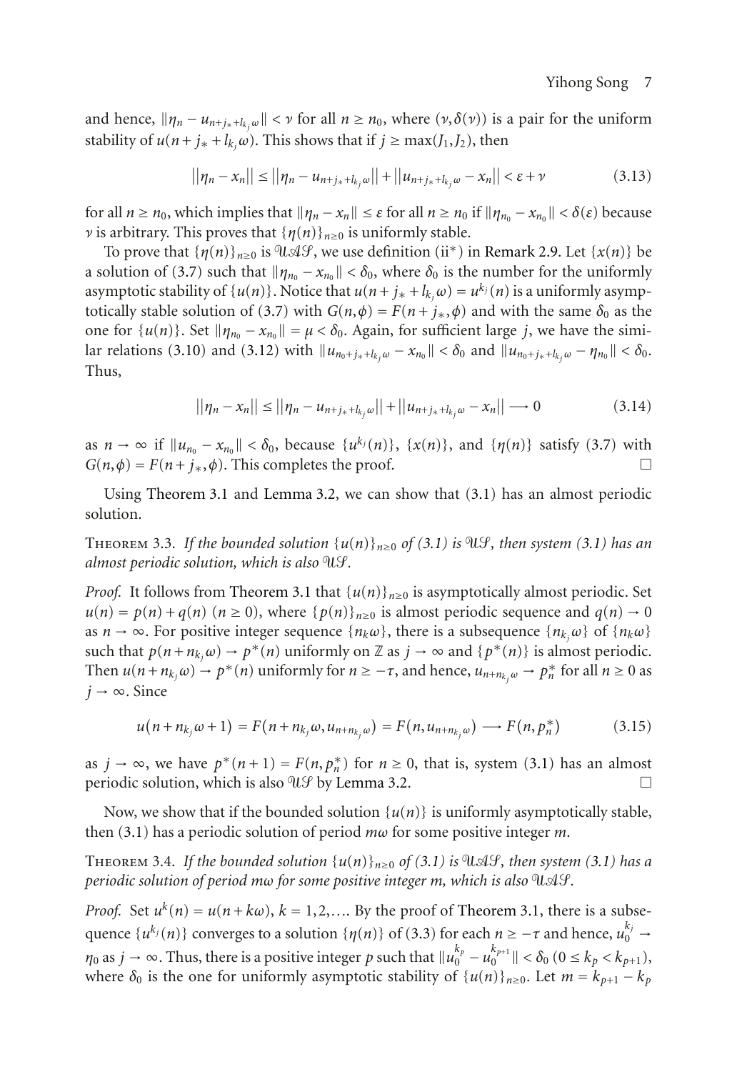and hence, $\|\eta_n - u_{n+j_*+l_{k_j}\omega}\| < \nu$ for all $n \geq n_0$, where $(\nu, \delta(\nu))$ is a pair for the uniform stability of $u(n + j_* + l_{k_j}\omega)$. This shows that if $j \geq \max(J_1, J_2)$, then

$$||\eta_n - x_n|| \leq ||\eta_n - u_{n+j_*+l_{k_j}\omega}|| + ||u_{n+j_*+l_{k_j}\omega} - x_n|| < \varepsilon + \nu \tag{3.13}$$

for all $n \geq n_0$, which implies that $\|\eta_n - x_n\| \leq \varepsilon$ for all $n \geq n_0$ if $\|\eta_{n_0} - x_{n_0}\| < \delta(\varepsilon)$ because $\nu$ is arbitrary. This proves that $\{\eta(n)\}_{n\geq 0}$ is uniformly stable.

To prove that $\{\eta(n)\}_{n\geq 0}$ is $\mathcal{UAS}$, we use definition (ii*) in Remark 2.9. Let $\{x(n)\}$ be a solution of (3.7) such that $\|\eta_{n_0} - x_{n_0}\| < \delta_0$, where $\delta_0$ is the number for the uniformly asymptotic stability of $\{u(n)\}$. Notice that $u(n + j_* + l_{k_j}\omega) = u^{k_j}(n)$ is a uniformly asymptotically stable solution of (3.7) with $G(n,\phi) = F(n + j_*, \phi)$ and with the same $\delta_0$ as the one for $\{u(n)\}$. Set $\|\eta_{n_0} - x_{n_0}\| = \mu < \delta_0$. Again, for sufficient large $j$, we have the similar relations (3.10) and (3.12) with $\|u_{n_0+j_*+l_{k_j}\omega} - x_{n_0}\| < \delta_0$ and $\|u_{n_0+j_*+l_{k_j}\omega} - \eta_{n_0}\| < \delta_0$. Thus,

$$||\eta_n - x_n|| \leq ||\eta_n - u_{n+j_*+l_{k_j}\omega}|| + ||u_{n+j_*+l_{k_j}\omega} - x_n|| \longrightarrow 0 \tag{3.14}$$

as $n \to \infty$ if $\|u_{n_0} - x_{n_0}\| < \delta_0$, because $\{u^{k_j}(n)\}$, $\{x(n)\}$, and $\{\eta(n)\}$ satisfy (3.7) with $G(n,\phi) = F(n + j_*, \phi)$. This completes the proof. $\square$

Using Theorem 3.1 and Lemma 3.2, we can show that (3.1) has an almost periodic solution.

**Theorem 3.3.** *If the bounded solution $\{u(n)\}_{n\geq 0}$ of (3.1) is $\mathcal{US}$, then system (3.1) has an almost periodic solution, which is also $\mathcal{US}$.*

*Proof.* It follows from Theorem 3.1 that $\{u(n)\}_{n\geq 0}$ is asymptotically almost periodic. Set $u(n) = p(n) + q(n)$ $(n \geq 0)$, where $\{p(n)\}_{n\geq 0}$ is almost periodic sequence and $q(n) \to 0$ as $n \to \infty$. For positive integer sequence $\{n_k\omega\}$, there is a subsequence $\{n_{k_j}\omega\}$ of $\{n_k\omega\}$ such that $p(n + n_{k_j}\omega) \to p^*(n)$ uniformly on $\mathbb{Z}$ as $j \to \infty$ and $\{p^*(n)\}$ is almost periodic. Then $u(n + n_{k_j}\omega) \to p^*(n)$ uniformly for $n \geq -\tau$, and hence, $u_{n+n_{k_j}\omega} \to p^*_n$ for all $n \geq 0$ as $j \to \infty$. Since

$$u(n + n_{k_j}\omega + 1) = F(n + n_{k_j}\omega, u_{n+n_{k_j}\omega}) = F(n, u_{n+n_{k_j}\omega}) \longrightarrow F(n, p^*_n) \tag{3.15}$$

as $j \to \infty$, we have $p^*(n + 1) = F(n, p^*_n)$ for $n \geq 0$, that is, system (3.1) has an almost periodic solution, which is also $\mathcal{US}$ by Lemma 3.2. $\square$

Now, we show that if the bounded solution $\{u(n)\}$ is uniformly asymptotically stable, then (3.1) has a periodic solution of period $m\omega$ for some positive integer $m$.

**Theorem 3.4.** *If the bounded solution $\{u(n)\}_{n\geq 0}$ of (3.1) is $\mathcal{UAS}$, then system (3.1) has a periodic solution of period $m\omega$ for some positive integer $m$, which is also $\mathcal{UAS}$.*

*Proof.* Set $u^k(n) = u(n + k\omega)$, $k = 1, 2, \ldots$. By the proof of Theorem 3.1, there is a subsequence $\{u^{k_j}(n)\}$ converges to a solution $\{\eta(n)\}$ of (3.3) for each $n \geq -\tau$ and hence, $u_0^{k_j} \to \eta_0$ as $j \to \infty$. Thus, there is a positive integer $p$ such that $\|u_0^{k_p} - u_0^{k_{p+1}}\| < \delta_0$ $(0 \leq k_p < k_{p+1})$, where $\delta_0$ is the one for uniformly asymptotic stability of $\{u(n)\}_{n\geq 0}$. Let $m = k_{p+1} - k_p$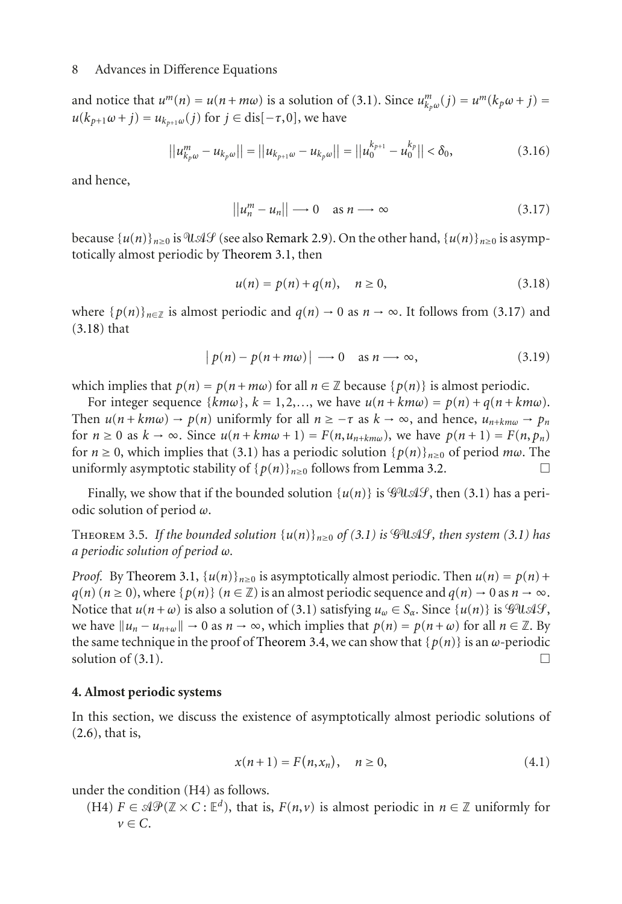and notice that $u^m(n) = u(n+m\omega)$ is a solution of (3.1). Since $u^m_{k_p\omega}(j) = u^m(k_p\omega + j) = u(k_{p+1}\omega + j) = u_{k_{p+1}\omega}(j)$ for $j \in \text{dis}[-\tau, 0]$, we have

$$||u^m_{k_p\omega} - u_{k_p\omega}|| = ||u_{k_{p+1}\omega} - u_{k_p\omega}|| = ||u_0^{k_{p+1}} - u_0^{k_p}|| < \delta_0, \tag{3.16}$$

and hence,

$$||u^m_n - u_n|| \longrightarrow 0 \quad \text{as } n \longrightarrow \infty \tag{3.17}$$

because $\{u(n)\}_{n\geq 0}$ is $\mathcal{UAS}$ (see also Remark 2.9). On the other hand, $\{u(n)\}_{n\geq 0}$ is asymptotically almost periodic by Theorem 3.1, then

$$u(n) = p(n) + q(n), \quad n \geq 0, \tag{3.18}$$

where $\{p(n)\}_{n\in\mathbb{Z}}$ is almost periodic and $q(n) \to 0$ as $n \to \infty$. It follows from (3.17) and (3.18) that

$$|\, p(n) - p(n+m\omega)| \longrightarrow 0 \quad \text{as } n \longrightarrow \infty, \tag{3.19}$$

which implies that $p(n) = p(n+m\omega)$ for all $n \in \mathbb{Z}$ because $\{p(n)\}$ is almost periodic.

For integer sequence $\{km\omega\}$, $k = 1, 2, \ldots$, we have $u(n+km\omega) = p(n) + q(n+km\omega)$. Then $u(n+km\omega) \to p(n)$ uniformly for all $n \geq -\tau$ as $k \to \infty$, and hence, $u_{n+km\omega} \to p_n$ for $n \geq 0$ as $k \to \infty$. Since $u(n+km\omega+1) = F(n, u_{n+km\omega})$, we have $p(n+1) = F(n, p_n)$ for $n \geq 0$, which implies that (3.1) has a periodic solution $\{p(n)\}_{n\geq 0}$ of period $m\omega$. The uniformly asymptotic stability of $\{p(n)\}_{n\geq 0}$ follows from Lemma 3.2. □

Finally, we show that if the bounded solution $\{u(n)\}$ is $\mathcal{GUAS}$, then (3.1) has a periodic solution of period $\omega$.

**Theorem 3.5.** *If the bounded solution $\{u(n)\}_{n\geq 0}$ of (3.1) is $\mathcal{GUAS}$, then system (3.1) has a periodic solution of period $\omega$.*

*Proof.* By Theorem 3.1, $\{u(n)\}_{n\geq 0}$ is asymptotically almost periodic. Then $u(n) = p(n) + q(n)$ $(n \geq 0)$, where $\{p(n)\}$ $(n \in \mathbb{Z})$ is an almost periodic sequence and $q(n) \to 0$ as $n \to \infty$. Notice that $u(n+\omega)$ is also a solution of (3.1) satisfying $u_\omega \in S_\alpha$. Since $\{u(n)\}$ is $\mathcal{GUAS}$, we have $\|u_n - u_{n+\omega}\| \to 0$ as $n \to \infty$, which implies that $p(n) = p(n+\omega)$ for all $n \in \mathbb{Z}$. By the same technique in the proof of Theorem 3.4, we can show that $\{p(n)\}$ is an $\omega$-periodic solution of (3.1). □

## 4. Almost periodic systems

In this section, we discuss the existence of asymptotically almost periodic solutions of (2.6), that is,

$$x(n+1) = F(n, x_n), \quad n \geq 0, \tag{4.1}$$

under the condition (H4) as follows.

(H4) $F \in \mathcal{AP}(\mathbb{Z} \times C : \mathbb{E}^d)$, that is, $F(n, v)$ is almost periodic in $n \in \mathbb{Z}$ uniformly for $v \in C$.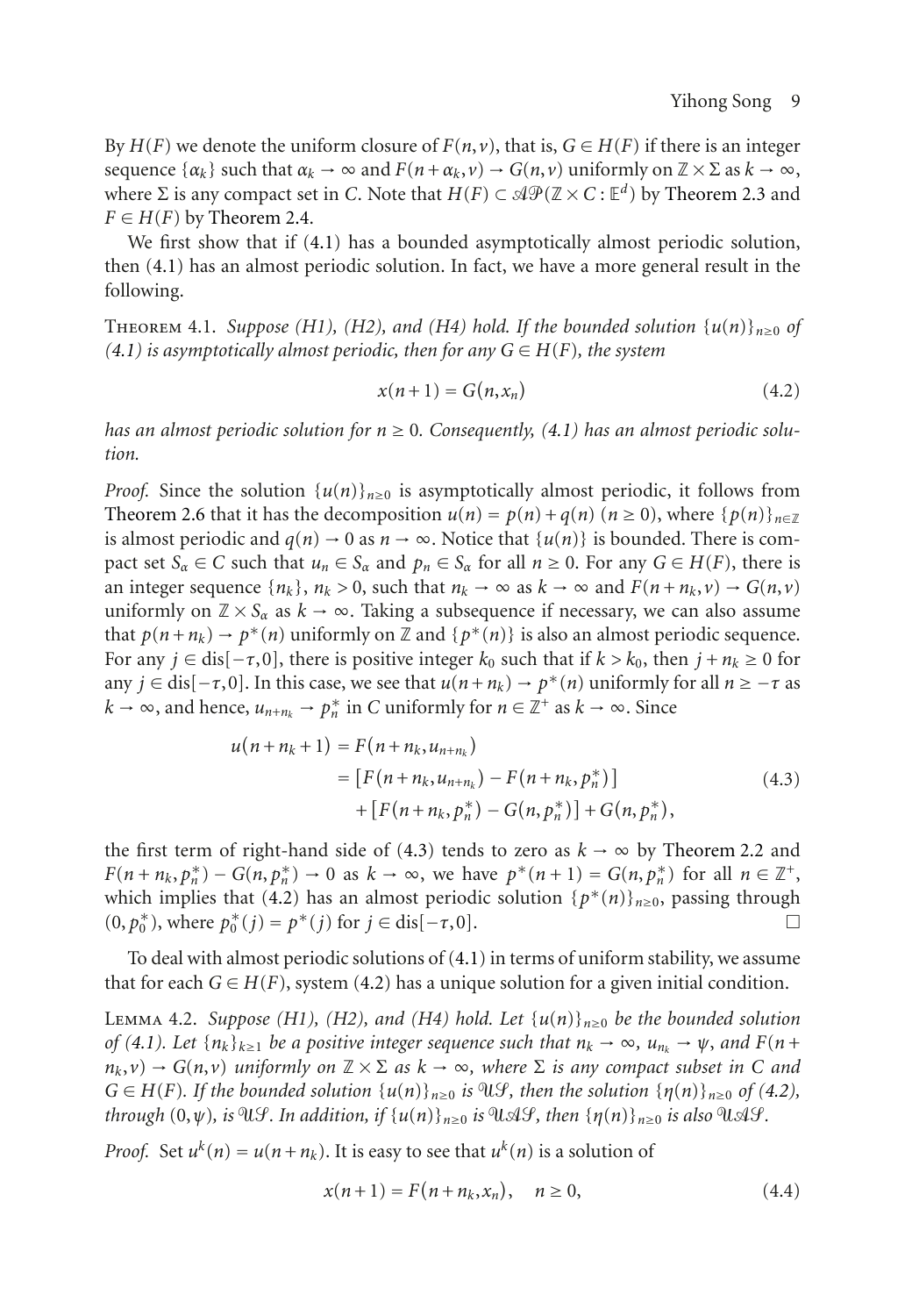By $H(F)$ we denote the uniform closure of $F(n,v)$, that is, $G \in H(F)$ if there is an integer sequence $\{\alpha_k\}$ such that $\alpha_k \to \infty$ and $F(n+\alpha_k, v) \to G(n,v)$ uniformly on $\mathbb{Z} \times \Sigma$ as $k \to \infty$, where $\Sigma$ is any compact set in $C$. Note that $H(F) \subset \mathcal{AP}(\mathbb{Z} \times C : \mathbb{E}^d)$ by Theorem 2.3 and $F \in H(F)$ by Theorem 2.4.

We first show that if (4.1) has a bounded asymptotically almost periodic solution, then (4.1) has an almost periodic solution. In fact, we have a more general result in the following.

Theorem 4.1. *Suppose (H1), (H2), and (H4) hold. If the bounded solution $\{u(n)\}_{n\geq 0}$ of (4.1) is asymptotically almost periodic, then for any $G \in H(F)$, the system*

$$x(n+1) = G(n, x_n) \tag{4.2}$$

*has an almost periodic solution for $n \geq 0$. Consequently, (4.1) has an almost periodic solution.*

*Proof.* Since the solution $\{u(n)\}_{n\geq 0}$ is asymptotically almost periodic, it follows from Theorem 2.6 that it has the decomposition $u(n) = p(n) + q(n)$ $(n \geq 0)$, where $\{p(n)\}_{n\in\mathbb{Z}}$ is almost periodic and $q(n) \to 0$ as $n \to \infty$. Notice that $\{u(n)\}$ is bounded. There is compact set $S_\alpha \in C$ such that $u_n \in S_\alpha$ and $p_n \in S_\alpha$ for all $n \geq 0$. For any $G \in H(F)$, there is an integer sequence $\{n_k\}$, $n_k > 0$, such that $n_k \to \infty$ as $k \to \infty$ and $F(n+n_k, v) \to G(n,v)$ uniformly on $\mathbb{Z} \times S_\alpha$ as $k \to \infty$. Taking a subsequence if necessary, we can also assume that $p(n+n_k) \to p^*(n)$ uniformly on $\mathbb{Z}$ and $\{p^*(n)\}$ is also an almost periodic sequence. For any $j \in \text{dis}[-\tau, 0]$, there is positive integer $k_0$ such that if $k > k_0$, then $j + n_k \geq 0$ for any $j \in \text{dis}[-\tau, 0]$. In this case, we see that $u(n+n_k) \to p^*(n)$ uniformly for all $n \geq -\tau$ as $k \to \infty$, and hence, $u_{n+n_k} \to p^*_n$ in $C$ uniformly for $n \in \mathbb{Z}^+$ as $k \to \infty$. Since

$$\begin{aligned}
u(n+n_k+1) &= F(n+n_k, u_{n+n_k}) \\
&= \left[F(n+n_k, u_{n+n_k}) - F(n+n_k, p^*_n)\right] \\
&\quad + \left[F(n+n_k, p^*_n) - G(n, p^*_n)\right] + G(n, p^*_n),
\end{aligned} \tag{4.3}$$

the first term of right-hand side of (4.3) tends to zero as $k \to \infty$ by Theorem 2.2 and $F(n+n_k, p^*_n) - G(n, p^*_n) \to 0$ as $k \to \infty$, we have $p^*(n+1) = G(n, p^*_n)$ for all $n \in \mathbb{Z}^+$, which implies that (4.2) has an almost periodic solution $\{p^*(n)\}_{n\geq 0}$, passing through $(0, p^*_0)$, where $p^*_0(j) = p^*(j)$ for $j \in \text{dis}[-\tau, 0]$. □

To deal with almost periodic solutions of (4.1) in terms of uniform stability, we assume that for each $G \in H(F)$, system (4.2) has a unique solution for a given initial condition.

Lemma 4.2. *Suppose (H1), (H2), and (H4) hold. Let $\{u(n)\}_{n\geq 0}$ be the bounded solution of (4.1). Let $\{n_k\}_{k\geq 1}$ be a positive integer sequence such that $n_k \to \infty$, $u_{n_k} \to \psi$, and $F(n+n_k, v) \to G(n,v)$ uniformly on $\mathbb{Z} \times \Sigma$ as $k \to \infty$, where $\Sigma$ is any compact subset in $C$ and $G \in H(F)$. If the bounded solution $\{u(n)\}_{n\geq 0}$ is $\mathcal{US}$, then the solution $\{\eta(n)\}_{n\geq 0}$ of (4.2), through $(0,\psi)$, is $\mathcal{US}$. In addition, if $\{u(n)\}_{n\geq 0}$ is $\mathcal{UAS}$, then $\{\eta(n)\}_{n\geq 0}$ is also $\mathcal{UAS}$.*

*Proof.* Set $u^k(n) = u(n+n_k)$. It is easy to see that $u^k(n)$ is a solution of

$$x(n+1) = F(n+n_k, x_n), \quad n \geq 0, \tag{4.4}$$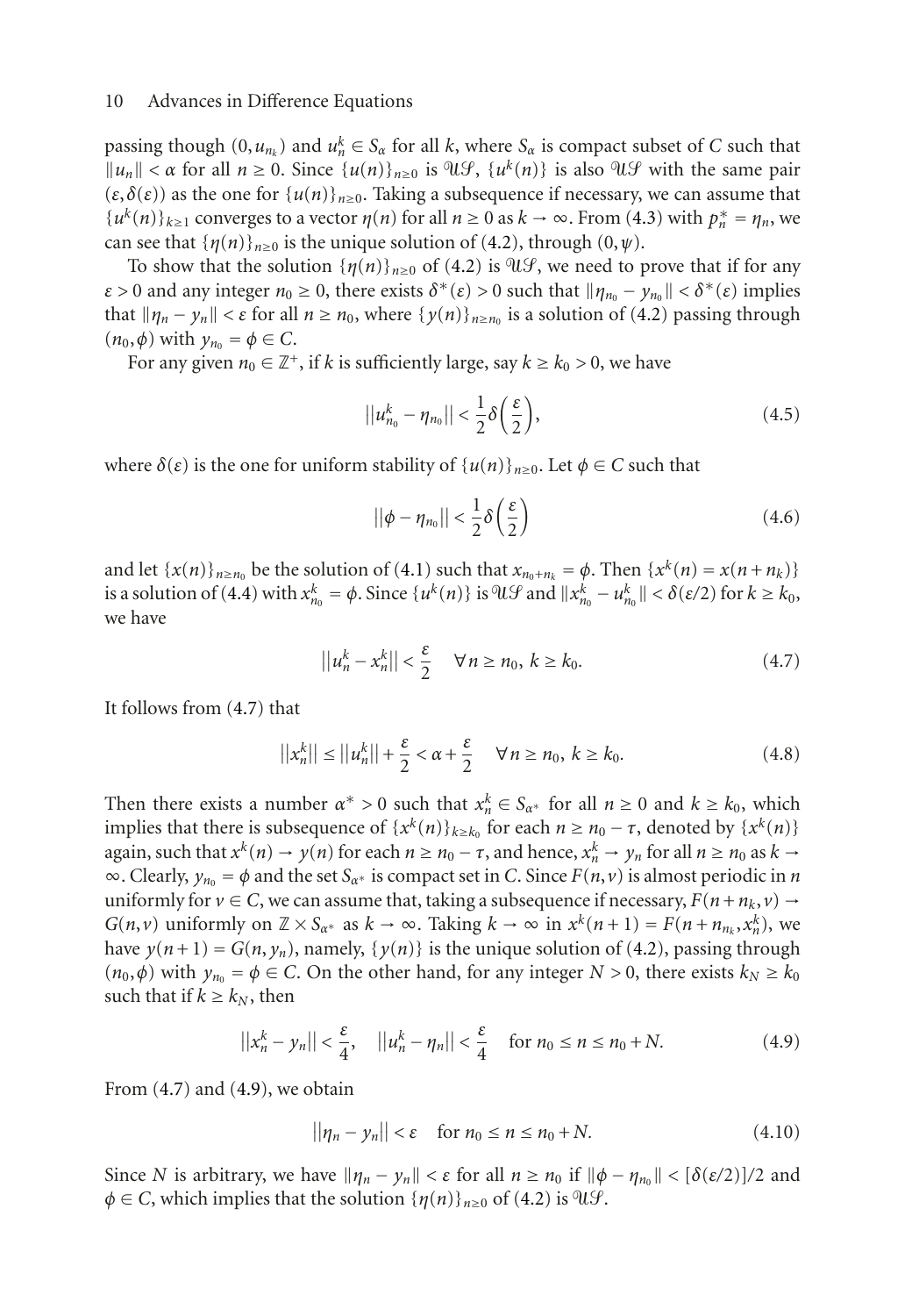passing though $(0, u_{n_k})$ and $u_n^k \in S_\alpha$ for all $k$, where $S_\alpha$ is compact subset of $C$ such that $\|u_n\| < \alpha$ for all $n \geq 0$. Since $\{u(n)\}_{n\geq 0}$ is $\mathcal{US}$, $\{u^k(n)\}$ is also $\mathcal{US}$ with the same pair $(\varepsilon, \delta(\varepsilon))$ as the one for $\{u(n)\}_{n\geq 0}$. Taking a subsequence if necessary, we can assume that $\{u^k(n)\}_{k\geq 1}$ converges to a vector $\eta(n)$ for all $n \geq 0$ as $k \to \infty$. From (4.3) with $p_n^* = \eta_n$, we can see that $\{\eta(n)\}_{n\geq 0}$ is the unique solution of (4.2), through $(0, \psi)$.

To show that the solution $\{\eta(n)\}_{n\geq 0}$ of (4.2) is $\mathcal{US}$, we need to prove that if for any $\varepsilon > 0$ and any integer $n_0 \geq 0$, there exists $\delta^*(\varepsilon) > 0$ such that $\|\eta_{n_0} - y_{n_0}\| < \delta^*(\varepsilon)$ implies that $\|\eta_n - y_n\| < \varepsilon$ for all $n \geq n_0$, where $\{y(n)\}_{n\geq n_0}$ is a solution of (4.2) passing through $(n_0, \phi)$ with $y_{n_0} = \phi \in C$.

For any given $n_0 \in \mathbb{Z}^+$, if $k$ is sufficiently large, say $k \geq k_0 > 0$, we have

$$||u_{n_0}^k - \eta_{n_0}|| < \frac{1}{2}\delta\left(\frac{\varepsilon}{2}\right), \tag{4.5}$$

where $\delta(\varepsilon)$ is the one for uniform stability of $\{u(n)\}_{n\geq 0}$. Let $\phi \in C$ such that

$$||\phi - \eta_{n_0}|| < \frac{1}{2}\delta\left(\frac{\varepsilon}{2}\right) \tag{4.6}$$

and let $\{x(n)\}_{n\geq n_0}$ be the solution of (4.1) such that $x_{n_0+n_k} = \phi$. Then $\{x^k(n) = x(n+n_k)\}$ is a solution of (4.4) with $x_{n_0}^k = \phi$. Since $\{u^k(n)\}$ is $\mathcal{US}$ and $\|x_{n_0}^k - u_{n_0}^k\| < \delta(\varepsilon/2)$ for $k \geq k_0$, we have

$$||u_n^k - x_n^k|| < \frac{\varepsilon}{2} \quad \forall n \geq n_0,\ k \geq k_0. \tag{4.7}$$

It follows from (4.7) that

$$||x_n^k|| \leq ||u_n^k|| + \frac{\varepsilon}{2} < \alpha + \frac{\varepsilon}{2} \quad \forall n \geq n_0,\ k \geq k_0. \tag{4.8}$$

Then there exists a number $\alpha^* > 0$ such that $x_n^k \in S_{\alpha^*}$ for all $n \geq 0$ and $k \geq k_0$, which implies that there is subsequence of $\{x^k(n)\}_{k\geq k_0}$ for each $n \geq n_0 - \tau$, denoted by $\{x^k(n)\}$ again, such that $x^k(n) \to y(n)$ for each $n \geq n_0 - \tau$, and hence, $x_n^k \to y_n$ for all $n \geq n_0$ as $k \to \infty$. Clearly, $y_{n_0} = \phi$ and the set $S_{\alpha^*}$ is compact set in $C$. Since $F(n, v)$ is almost periodic in $n$ uniformly for $v \in C$, we can assume that, taking a subsequence if necessary, $F(n + n_k, v) \to G(n, v)$ uniformly on $\mathbb{Z} \times S_{\alpha^*}$ as $k \to \infty$. Taking $k \to \infty$ in $x^k(n+1) = F(n + n_{n_k}, x_n^k)$, we have $y(n+1) = G(n, y_n)$, namely, $\{y(n)\}$ is the unique solution of (4.2), passing through $(n_0, \phi)$ with $y_{n_0} = \phi \in C$. On the other hand, for any integer $N > 0$, there exists $k_N \geq k_0$ such that if $k \geq k_N$, then

$$||x_n^k - y_n|| < \frac{\varepsilon}{4}, \quad ||u_n^k - \eta_n|| < \frac{\varepsilon}{4} \quad \text{for } n_0 \leq n \leq n_0 + N. \tag{4.9}$$

From (4.7) and (4.9), we obtain

$$||\eta_n - y_n|| < \varepsilon \quad \text{for } n_0 \leq n \leq n_0 + N. \tag{4.10}$$

Since $N$ is arbitrary, we have $\|\eta_n - y_n\| < \varepsilon$ for all $n \geq n_0$ if $\|\phi - \eta_{n_0}\| < [\delta(\varepsilon/2)]/2$ and $\phi \in C$, which implies that the solution $\{\eta(n)\}_{n\geq 0}$ of (4.2) is $\mathcal{US}$.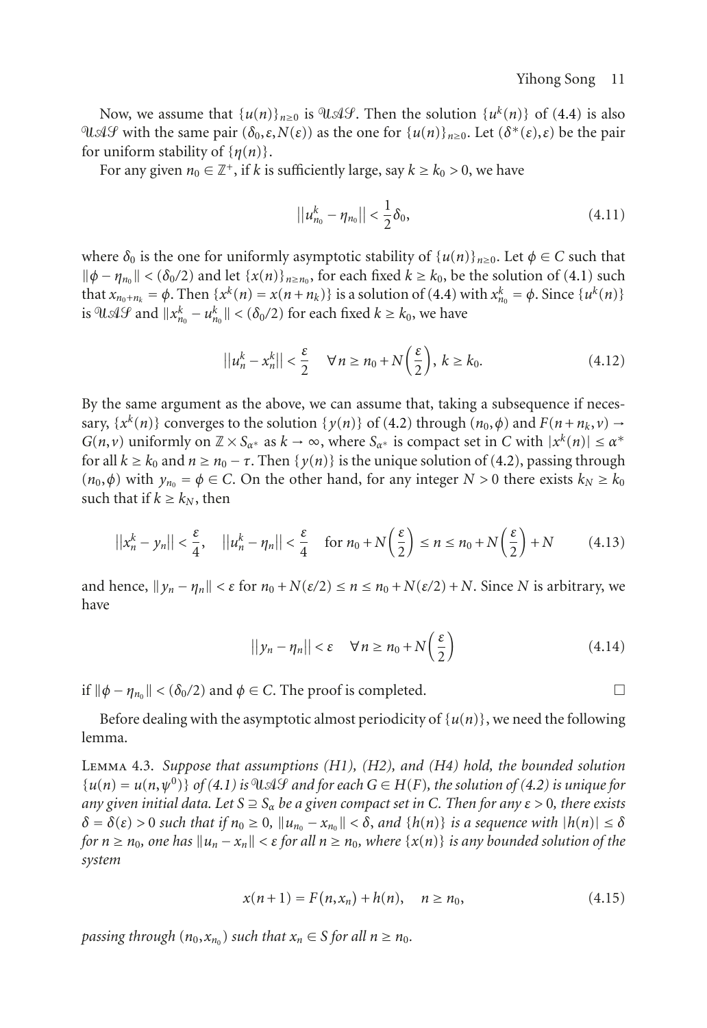Now, we assume that $\{u(n)\}_{n\geq 0}$ is $\mathcal{UAS}$. Then the solution $\{u^k(n)\}$ of (4.4) is also $\mathcal{UAS}$ with the same pair $(\delta_0, \varepsilon, N(\varepsilon))$ as the one for $\{u(n)\}_{n\geq 0}$. Let $(\delta^*(\varepsilon), \varepsilon)$ be the pair for uniform stability of $\{\eta(n)\}$.

For any given $n_0 \in \mathbb{Z}^+$, if $k$ is sufficiently large, say $k \geq k_0 > 0$, we have

$$||u^k_{n_0} - \eta_{n_0}|| < \frac{1}{2}\delta_0, \tag{4.11}$$

where $\delta_0$ is the one for uniformly asymptotic stability of $\{u(n)\}_{n\geq 0}$. Let $\phi \in C$ such that $\|\phi - \eta_{n_0}\| < (\delta_0/2)$ and let $\{x(n)\}_{n\geq n_0}$, for each fixed $k \geq k_0$, be the solution of (4.1) such that $x_{n_0+n_k} = \phi$. Then $\{x^k(n) = x(n+n_k)\}$ is a solution of (4.4) with $x^k_{n_0} = \phi$. Since $\{u^k(n)\}$ is $\mathcal{UAS}$ and $\|x^k_{n_0} - u^k_{n_0}\| < (\delta_0/2)$ for each fixed $k \geq k_0$, we have

$$||u^k_n - x^k_n|| < \frac{\varepsilon}{2} \quad \forall n \geq n_0 + N\left(\frac{\varepsilon}{2}\right),\ k \geq k_0. \tag{4.12}$$

By the same argument as the above, we can assume that, taking a subsequence if necessary, $\{x^k(n)\}$ converges to the solution $\{y(n)\}$ of (4.2) through $(n_0, \phi)$ and $F(n+n_k, v) \to G(n, v)$ uniformly on $\mathbb{Z} \times S_{\alpha^*}$ as $k \to \infty$, where $S_{\alpha^*}$ is compact set in $C$ with $|x^k(n)| \leq \alpha^*$ for all $k \geq k_0$ and $n \geq n_0 - \tau$. Then $\{y(n)\}$ is the unique solution of (4.2), passing through $(n_0, \phi)$ with $y_{n_0} = \phi \in C$. On the other hand, for any integer $N > 0$ there exists $k_N \geq k_0$ such that if $k \geq k_N$, then

$$||x^k_n - y_n|| < \frac{\varepsilon}{4}, \quad ||u^k_n - \eta_n|| < \frac{\varepsilon}{4} \quad \text{for } n_0 + N\left(\frac{\varepsilon}{2}\right) \leq n \leq n_0 + N\left(\frac{\varepsilon}{2}\right) + N \tag{4.13}$$

and hence, $\|y_n - \eta_n\| < \varepsilon$ for $n_0 + N(\varepsilon/2) \leq n \leq n_0 + N(\varepsilon/2) + N$. Since $N$ is arbitrary, we have

$$||y_n - \eta_n|| < \varepsilon \quad \forall n \geq n_0 + N\left(\frac{\varepsilon}{2}\right) \tag{4.14}$$

if $\|\phi - \eta_{n_0}\| < (\delta_0/2)$ and $\phi \in C$. The proof is completed. □

Before dealing with the asymptotic almost periodicity of $\{u(n)\}$, we need the following lemma.

Lemma 4.3. *Suppose that assumptions (H1), (H2), and (H4) hold, the bounded solution $\{u(n) = u(n, \psi^0)\}$ of (4.1) is $\mathcal{UAS}$ and for each $G \in H(F)$, the solution of (4.2) is unique for any given initial data. Let $S \supseteq S_\alpha$ be a given compact set in $C$. Then for any $\varepsilon > 0$, there exists $\delta = \delta(\varepsilon) > 0$ such that if $n_0 \geq 0$, $\|u_{n_0} - x_{n_0}\| < \delta$, and $\{h(n)\}$ is a sequence with $|h(n)| \leq \delta$ for $n \geq n_0$, one has $\|u_n - x_n\| < \varepsilon$ for all $n \geq n_0$, where $\{x(n)\}$ is any bounded solution of the system*

$$x(n+1) = F(n, x_n) + h(n), \quad n \geq n_0, \tag{4.15}$$

*passing through $(n_0, x_{n_0})$ such that $x_n \in S$ for all $n \geq n_0$.*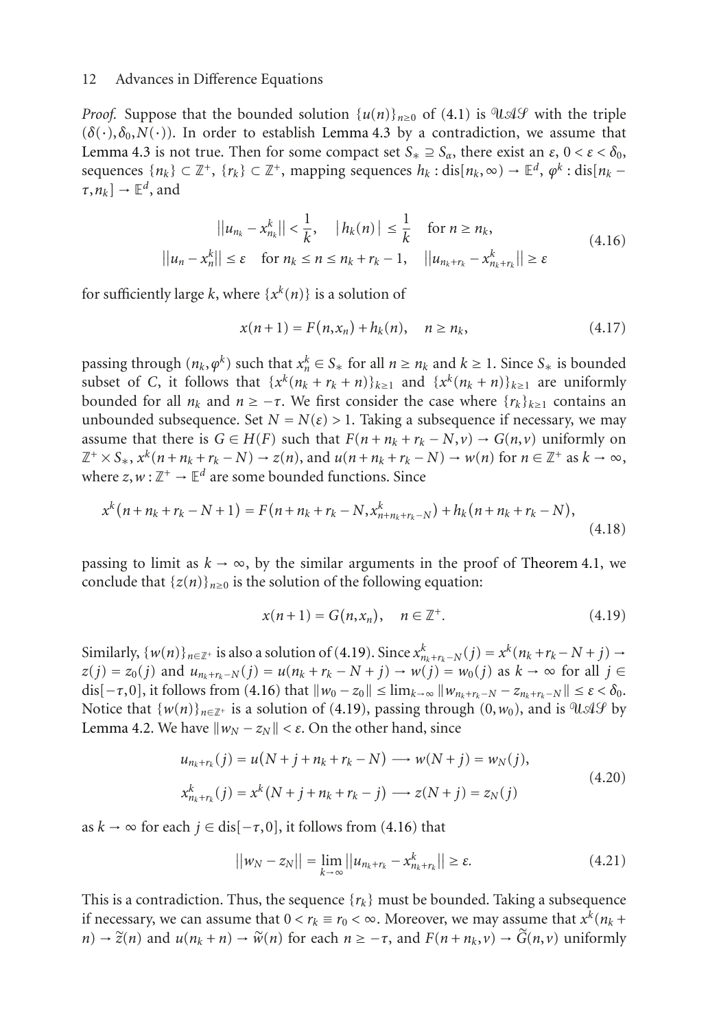*Proof.* Suppose that the bounded solution $\{u(n)\}_{n\geq 0}$ of (4.1) is $\mathcal{UAS}$ with the triple $(\delta(\cdot), \delta_0, N(\cdot))$. In order to establish Lemma 4.3 by a contradiction, we assume that Lemma 4.3 is not true. Then for some compact set $S_* \supseteq S_\alpha$, there exist an $\varepsilon$, $0 < \varepsilon < \delta_0$, sequences $\{n_k\} \subset \mathbb{Z}^+$, $\{r_k\} \subset \mathbb{Z}^+$, mapping sequences $h_k : \text{dis}[n_k, \infty) \to \mathbb{E}^d$, $\varphi^k : \text{dis}[n_k - \tau, n_k] \to \mathbb{E}^d$, and

$$\begin{gathered}
||u_{n_k} - x^k_{n_k}|| < \frac{1}{k}, \quad |h_k(n)| \leq \frac{1}{k} \quad \text{for } n \geq n_k, \\
||u_n - x^k_n|| \leq \varepsilon \quad \text{for } n_k \leq n \leq n_k + r_k - 1, \quad ||u_{n_k+r_k} - x^k_{n_k+r_k}|| \geq \varepsilon
\end{gathered} \tag{4.16}$$

for sufficiently large $k$, where $\{x^k(n)\}$ is a solution of

$$x(n+1) = F(n, x_n) + h_k(n), \quad n \geq n_k, \tag{4.17}$$

passing through $(n_k, \varphi^k)$ such that $x^k_n \in S_*$ for all $n \geq n_k$ and $k \geq 1$. Since $S_*$ is bounded subset of $C$, it follows that $\{x^k(n_k + r_k + n)\}_{k\geq 1}$ and $\{x^k(n_k + n)\}_{k\geq 1}$ are uniformly bounded for all $n_k$ and $n \geq -\tau$. We first consider the case where $\{r_k\}_{k\geq 1}$ contains an unbounded subsequence. Set $N = N(\varepsilon) > 1$. Taking a subsequence if necessary, we may assume that there is $G \in H(F)$ such that $F(n + n_k + r_k - N, v) \to G(n, v)$ uniformly on $\mathbb{Z}^+ \times S_*$, $x^k(n + n_k + r_k - N) \to z(n)$, and $u(n + n_k + r_k - N) \to w(n)$ for $n \in \mathbb{Z}^+$ as $k \to \infty$, where $z, w : \mathbb{Z}^+ \to \mathbb{E}^d$ are some bounded functions. Since

$$x^k(n + n_k + r_k - N + 1) = F(n + n_k + r_k - N, x^k_{n+n_k+r_k-N}) + h_k(n + n_k + r_k - N), \tag{4.18}$$

passing to limit as $k \to \infty$, by the similar arguments in the proof of Theorem 4.1, we conclude that $\{z(n)\}_{n\geq 0}$ is the solution of the following equation:

$$x(n+1) = G(n, x_n), \quad n \in \mathbb{Z}^+. \tag{4.19}$$

Similarly, $\{w(n)\}_{n\in\mathbb{Z}^+}$ is also a solution of (4.19). Since $x^k_{n_k+r_k-N}(j) = x^k(n_k + r_k - N + j) \to z(j) = z_0(j)$ and $u_{n_k+r_k-N}(j) = u(n_k + r_k - N + j) \to w(j) = w_0(j)$ as $k \to \infty$ for all $j \in \text{dis}[-\tau, 0]$, it follows from (4.16) that $\|w_0 - z_0\| \leq \lim_{k\to\infty} \|w_{n_k+r_k-N} - z_{n_k+r_k-N}\| \leq \varepsilon < \delta_0$. Notice that $\{w(n)\}_{n\in\mathbb{Z}^+}$ is a solution of (4.19), passing through $(0, w_0)$, and is $\mathcal{UAS}$ by Lemma 4.2. We have $\|w_N - z_N\| < \varepsilon$. On the other hand, since

$$\begin{gathered}
u_{n_k+r_k}(j) = u(N + j + n_k + r_k - N) \longrightarrow w(N + j) = w_N(j), \\
x^k_{n_k+r_k}(j) = x^k(N + j + n_k + r_k - j) \longrightarrow z(N + j) = z_N(j)
\end{gathered} \tag{4.20}$$

as $k \to \infty$ for each $j \in \text{dis}[-\tau, 0]$, it follows from (4.16) that

$$||w_N - z_N|| = \lim_{k\to\infty} ||u_{n_k+r_k} - x^k_{n_k+r_k}|| \geq \varepsilon. \tag{4.21}$$

This is a contradiction. Thus, the sequence $\{r_k\}$ must be bounded. Taking a subsequence if necessary, we can assume that $0 < r_k \equiv r_0 < \infty$. Moreover, we may assume that $x^k(n_k + n) \to \widetilde{z}(n)$ and $u(n_k + n) \to \widetilde{w}(n)$ for each $n \geq -\tau$, and $F(n + n_k, v) \to \widetilde{G}(n, v)$ uniformly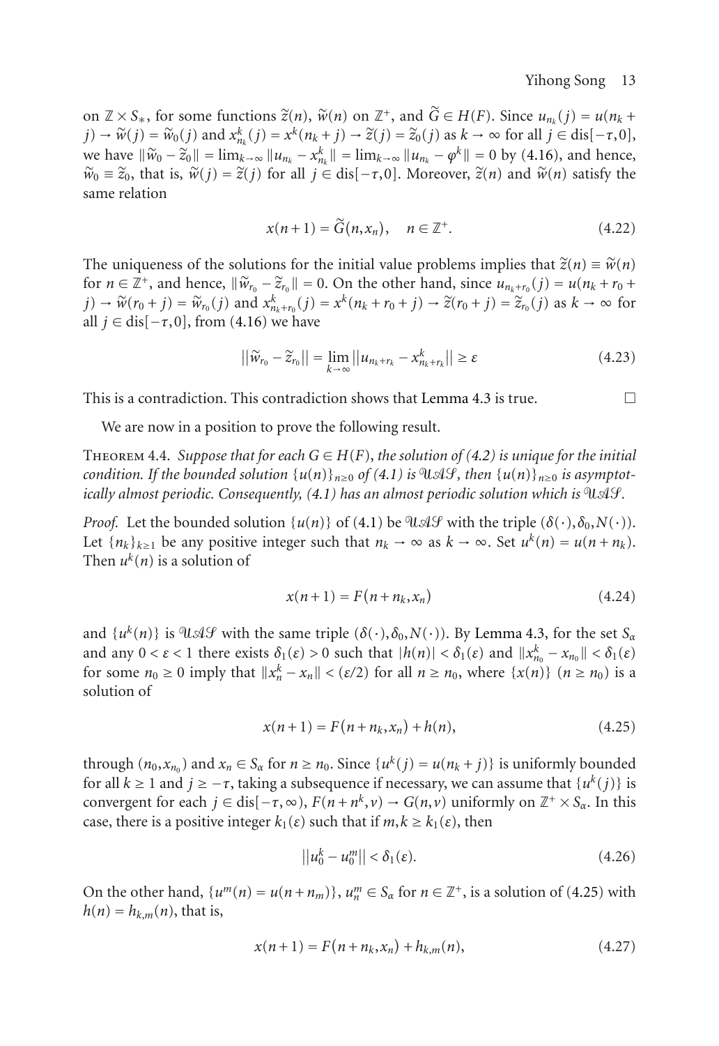on $\mathbb{Z} \times S_*$, for some functions $\widetilde{z}(n)$, $\widetilde{w}(n)$ on $\mathbb{Z}^+$, and $\widetilde{G} \in H(F)$. Since $u_{n_k}(j) = u(n_k + j) \to \widetilde{w}(j) = \widetilde{w}_0(j)$ and $x^k_{n_k}(j) = x^k(n_k + j) \to \widetilde{z}(j) = \widetilde{z}_0(j)$ as $k \to \infty$ for all $j \in \text{dis}[-\tau, 0]$, we have $\|\widetilde{w}_0 - \widetilde{z}_0\| = \lim_{k\to\infty} \|u_{n_k} - x^k_{n_k}\| = \lim_{k\to\infty} \|u_{n_k} - \varphi^k\| = 0$ by (4.16), and hence, $\widetilde{w}_0 \equiv \widetilde{z}_0$, that is, $\widetilde{w}(j) = \widetilde{z}(j)$ for all $j \in \text{dis}[-\tau, 0]$. Moreover, $\widetilde{z}(n)$ and $\widetilde{w}(n)$ satisfy the same relation

$$x(n+1) = \widetilde{G}(n, x_n), \quad n \in \mathbb{Z}^+. \tag{4.22}$$

The uniqueness of the solutions for the initial value problems implies that $\widetilde{z}(n) \equiv \widetilde{w}(n)$ for $n \in \mathbb{Z}^+$, and hence, $\|\widetilde{w}_{r_0} - \widetilde{z}_{r_0}\| = 0$. On the other hand, since $u_{n_k + r_0}(j) = u(n_k + r_0 + j) \to \widetilde{w}(r_0 + j) = \widetilde{w}_{r_0}(j)$ and $x^k_{n_k + r_0}(j) = x^k(n_k + r_0 + j) \to \widetilde{z}(r_0 + j) = \widetilde{z}_{r_0}(j)$ as $k \to \infty$ for all $j \in \text{dis}[-\tau, 0]$, from (4.16) we have

$$\left\| \widetilde{w}_{r_0} - \widetilde{z}_{r_0} \right\| = \lim_{k\to\infty} \left\| u_{n_k + r_k} - x^k_{n_k + r_k} \right\| \geq \varepsilon \tag{4.23}$$

This is a contradiction. This contradiction shows that Lemma 4.3 is true. □

We are now in a position to prove the following result.

**Theorem 4.4.** *Suppose that for each $G \in H(F)$, the solution of (4.2) is unique for the initial condition. If the bounded solution $\{u(n)\}_{n\geq 0}$ of (4.1) is $\mathcal{UAS}$, then $\{u(n)\}_{n\geq 0}$ is asymptotically almost periodic. Consequently, (4.1) has an almost periodic solution which is $\mathcal{UAS}$.*

*Proof.* Let the bounded solution $\{u(n)\}$ of (4.1) be $\mathcal{UAS}$ with the triple $(\delta(\cdot), \delta_0, N(\cdot))$. Let $\{n_k\}_{k\geq 1}$ be any positive integer such that $n_k \to \infty$ as $k \to \infty$. Set $u^k(n) = u(n + n_k)$. Then $u^k(n)$ is a solution of

$$x(n+1) = F(n + n_k, x_n) \tag{4.24}$$

and $\{u^k(n)\}$ is $\mathcal{UAS}$ with the same triple $(\delta(\cdot), \delta_0, N(\cdot))$. By Lemma 4.3, for the set $S_\alpha$ and any $0 < \varepsilon < 1$ there exists $\delta_1(\varepsilon) > 0$ such that $|h(n)| < \delta_1(\varepsilon)$ and $\|x^k_{n_0} - x_{n_0}\| < \delta_1(\varepsilon)$ for some $n_0 \geq 0$ imply that $\|x^k_n - x_n\| < (\varepsilon/2)$ for all $n \geq n_0$, where $\{x(n)\}$ $(n \geq n_0)$ is a solution of

$$x(n+1) = F(n + n_k, x_n) + h(n), \tag{4.25}$$

through $(n_0, x_{n_0})$ and $x_n \in S_\alpha$ for $n \geq n_0$. Since $\{u^k(j) = u(n_k + j)\}$ is uniformly bounded for all $k \geq 1$ and $j \geq -\tau$, taking a subsequence if necessary, we can assume that $\{u^k(j)\}$ is convergent for each $j \in \text{dis}[-\tau, \infty)$, $F(n + n^k, v) \to G(n, v)$ uniformly on $\mathbb{Z}^+ \times S_\alpha$. In this case, there is a positive integer $k_1(\varepsilon)$ such that if $m, k \geq k_1(\varepsilon)$, then

$$\left\| u^k_0 - u^m_0 \right\| < \delta_1(\varepsilon). \tag{4.26}$$

On the other hand, $\{u^m(n) = u(n + n_m)\}$, $u^m_n \in S_\alpha$ for $n \in \mathbb{Z}^+$, is a solution of (4.25) with $h(n) = h_{k,m}(n)$, that is,

$$x(n+1) = F(n + n_k, x_n) + h_{k,m}(n), \tag{4.27}$$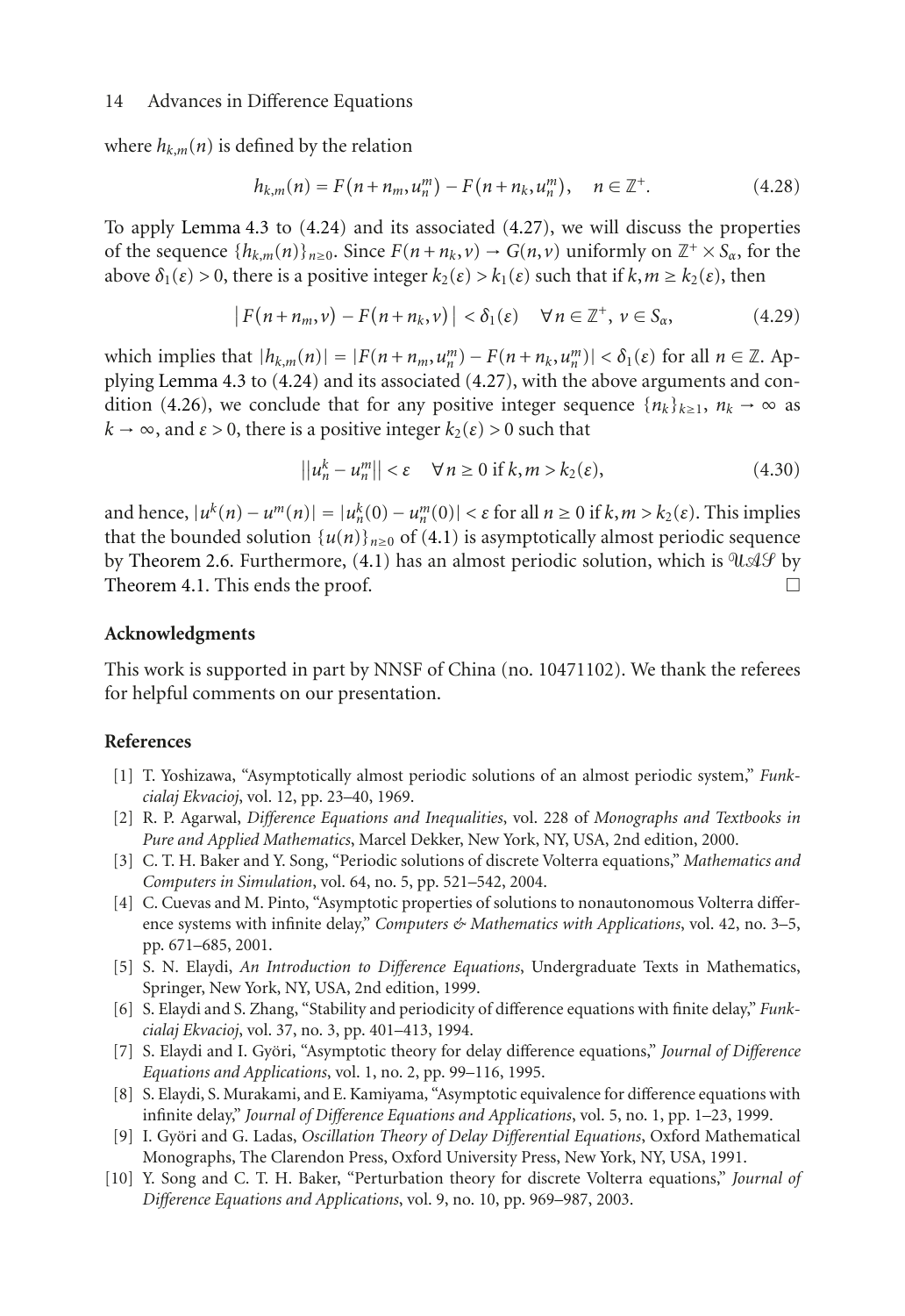where $h_{k,m}(n)$ is defined by the relation

$$h_{k,m}(n) = F(n+n_m, u_n^m) - F(n+n_k, u_n^m), \quad n \in \mathbb{Z}^+. \tag{4.28}$$

To apply Lemma 4.3 to (4.24) and its associated (4.27), we will discuss the properties of the sequence $\{h_{k,m}(n)\}_{n\geq 0}$. Since $F(n+n_k, v) \to G(n, v)$ uniformly on $\mathbb{Z}^+ \times S_\alpha$, for the above $\delta_1(\varepsilon) > 0$, there is a positive integer $k_2(\varepsilon) > k_1(\varepsilon)$ such that if $k, m \geq k_2(\varepsilon)$, then

$$|F(n+n_m, v) - F(n+n_k, v)| < \delta_1(\varepsilon) \quad \forall n \in \mathbb{Z}^+,\ v \in S_\alpha, \tag{4.29}$$

which implies that $|h_{k,m}(n)| = |F(n+n_m, u_n^m) - F(n+n_k, u_n^m)| < \delta_1(\varepsilon)$ for all $n \in \mathbb{Z}$. Applying Lemma 4.3 to (4.24) and its associated (4.27), with the above arguments and condition (4.26), we conclude that for any positive integer sequence $\{n_k\}_{k\geq 1}$, $n_k \to \infty$ as $k \to \infty$, and $\varepsilon > 0$, there is a positive integer $k_2(\varepsilon) > 0$ such that

$$||u_n^k - u_n^m|| < \varepsilon \quad \forall n \geq 0 \text{ if } k, m > k_2(\varepsilon), \tag{4.30}$$

and hence, $|u^k(n) - u^m(n)| = |u_n^k(0) - u_n^m(0)| < \varepsilon$ for all $n \geq 0$ if $k, m > k_2(\varepsilon)$. This implies that the bounded solution $\{u(n)\}_{n\geq 0}$ of (4.1) is asymptotically almost periodic sequence by Theorem 2.6. Furthermore, (4.1) has an almost periodic solution, which is $\mathcal{UAS}$ by Theorem 4.1. This ends the proof. $\square$

## Acknowledgments

This work is supported in part by NNSF of China (no. 10471102). We thank the referees for helpful comments on our presentation.

## References

[1] T. Yoshizawa, "Asymptotically almost periodic solutions of an almost periodic system," *Funkcialaj Ekvacioj*, vol. 12, pp. 23–40, 1969.

[2] R. P. Agarwal, *Difference Equations and Inequalities*, vol. 228 of *Monographs and Textbooks in Pure and Applied Mathematics*, Marcel Dekker, New York, NY, USA, 2nd edition, 2000.

[3] C. T. H. Baker and Y. Song, "Periodic solutions of discrete Volterra equations," *Mathematics and Computers in Simulation*, vol. 64, no. 5, pp. 521–542, 2004.

[4] C. Cuevas and M. Pinto, "Asymptotic properties of solutions to nonautonomous Volterra difference systems with infinite delay," *Computers & Mathematics with Applications*, vol. 42, no. 3–5, pp. 671–685, 2001.

[5] S. N. Elaydi, *An Introduction to Difference Equations*, Undergraduate Texts in Mathematics, Springer, New York, NY, USA, 2nd edition, 1999.

[6] S. Elaydi and S. Zhang, "Stability and periodicity of difference equations with finite delay," *Funkcialaj Ekvacioj*, vol. 37, no. 3, pp. 401–413, 1994.

[7] S. Elaydi and I. Györi, "Asymptotic theory for delay difference equations," *Journal of Difference Equations and Applications*, vol. 1, no. 2, pp. 99–116, 1995.

[8] S. Elaydi, S. Murakami, and E. Kamiyama, "Asymptotic equivalence for difference equations with infinite delay," *Journal of Difference Equations and Applications*, vol. 5, no. 1, pp. 1–23, 1999.

[9] I. Györi and G. Ladas, *Oscillation Theory of Delay Differential Equations*, Oxford Mathematical Monographs, The Clarendon Press, Oxford University Press, New York, NY, USA, 1991.

[10] Y. Song and C. T. H. Baker, "Perturbation theory for discrete Volterra equations," *Journal of Difference Equations and Applications*, vol. 9, no. 10, pp. 969–987, 2003.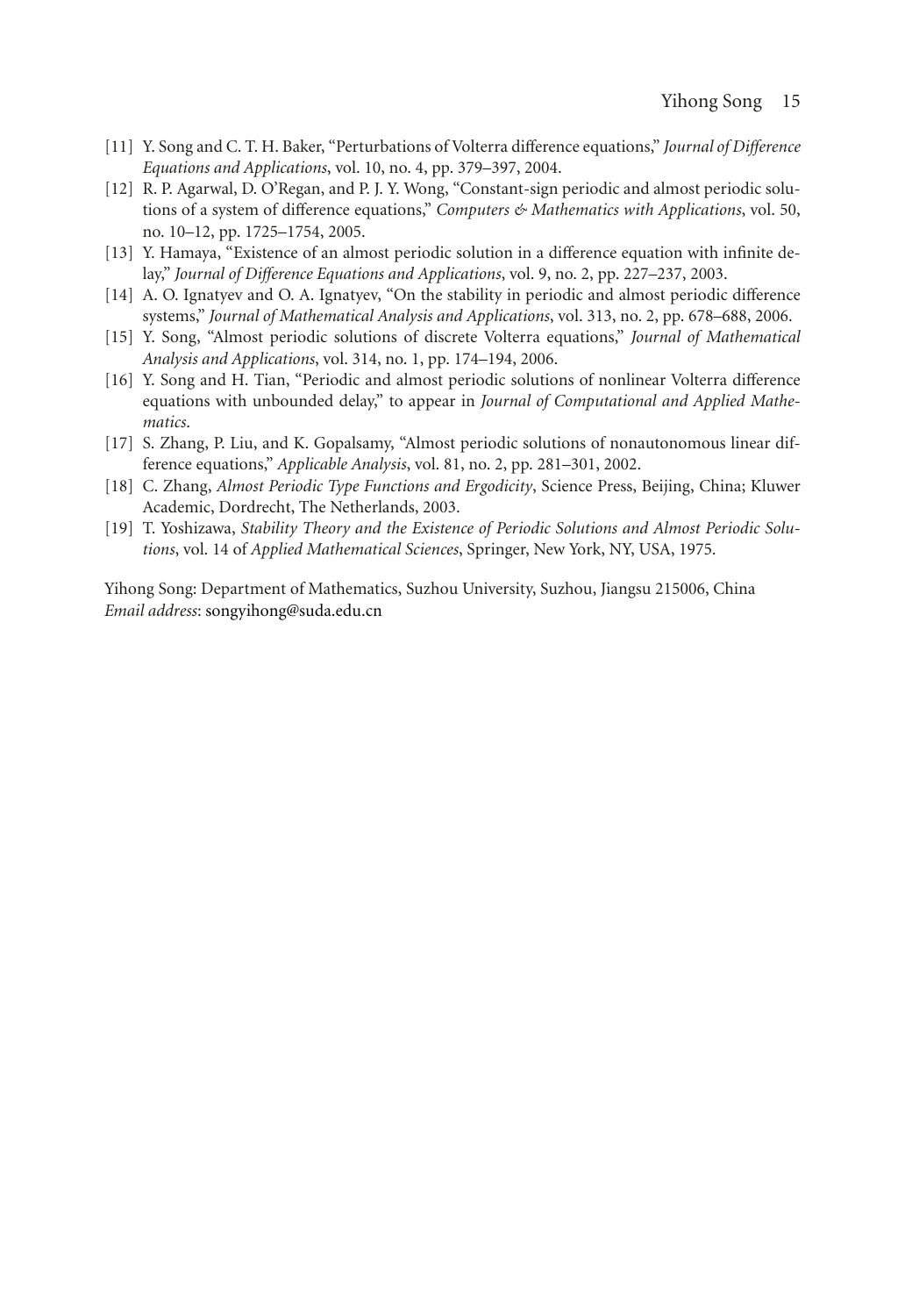[11] Y. Song and C. T. H. Baker, "Perturbations of Volterra difference equations," *Journal of Difference Equations and Applications*, vol. 10, no. 4, pp. 379–397, 2004.

[12] R. P. Agarwal, D. O'Regan, and P. J. Y. Wong, "Constant-sign periodic and almost periodic solutions of a system of difference equations," *Computers & Mathematics with Applications*, vol. 50, no. 10–12, pp. 1725–1754, 2005.

[13] Y. Hamaya, "Existence of an almost periodic solution in a difference equation with infinite delay," *Journal of Difference Equations and Applications*, vol. 9, no. 2, pp. 227–237, 2003.

[14] A. O. Ignatyev and O. A. Ignatyev, "On the stability in periodic and almost periodic difference systems," *Journal of Mathematical Analysis and Applications*, vol. 313, no. 2, pp. 678–688, 2006.

[15] Y. Song, "Almost periodic solutions of discrete Volterra equations," *Journal of Mathematical Analysis and Applications*, vol. 314, no. 1, pp. 174–194, 2006.

[16] Y. Song and H. Tian, "Periodic and almost periodic solutions of nonlinear Volterra difference equations with unbounded delay," to appear in *Journal of Computational and Applied Mathematics*.

[17] S. Zhang, P. Liu, and K. Gopalsamy, "Almost periodic solutions of nonautonomous linear difference equations," *Applicable Analysis*, vol. 81, no. 2, pp. 281–301, 2002.

[18] C. Zhang, *Almost Periodic Type Functions and Ergodicity*, Science Press, Beijing, China; Kluwer Academic, Dordrecht, The Netherlands, 2003.

[19] T. Yoshizawa, *Stability Theory and the Existence of Periodic Solutions and Almost Periodic Solutions*, vol. 14 of *Applied Mathematical Sciences*, Springer, New York, NY, USA, 1975.

Yihong Song: Department of Mathematics, Suzhou University, Suzhou, Jiangsu 215006, China
*Email address*: songyihong@suda.edu.cn